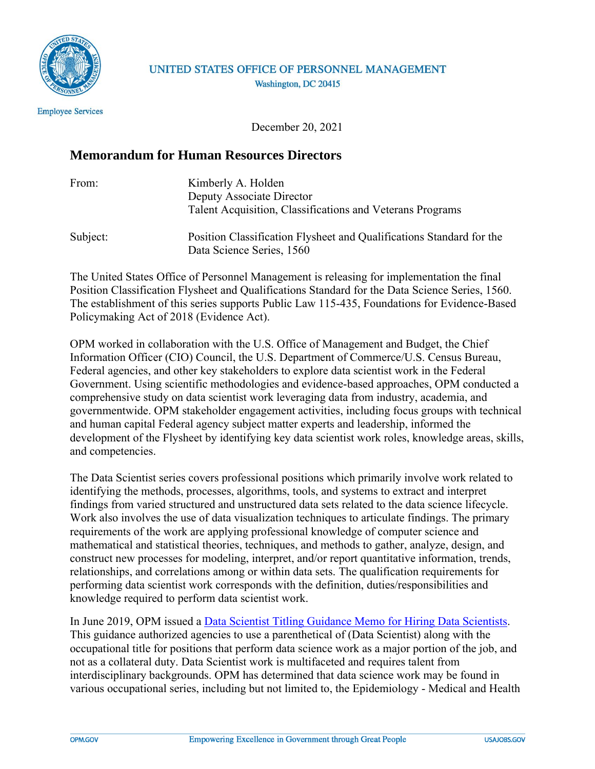UNITED STATES OFFICE OF PERSONNEL MANAGEMENT
Washington, DC 20415

Employee Services

December 20, 2021

## Memorandum for Human Resources Directors

From: Kimberly A. Holden
Deputy Associate Director
Talent Acquisition, Classifications and Veterans Programs

Subject: Position Classification Flysheet and Qualifications Standard for the Data Science Series, 1560

The United States Office of Personnel Management is releasing for implementation the final Position Classification Flysheet and Qualifications Standard for the Data Science Series, 1560. The establishment of this series supports Public Law 115-435, Foundations for Evidence-Based Policymaking Act of 2018 (Evidence Act).

OPM worked in collaboration with the U.S. Office of Management and Budget, the Chief Information Officer (CIO) Council, the U.S. Department of Commerce/U.S. Census Bureau, Federal agencies, and other key stakeholders to explore data scientist work in the Federal Government. Using scientific methodologies and evidence-based approaches, OPM conducted a comprehensive study on data scientist work leveraging data from industry, academia, and governmentwide. OPM stakeholder engagement activities, including focus groups with technical and human capital Federal agency subject matter experts and leadership, informed the development of the Flysheet by identifying key data scientist work roles, knowledge areas, skills, and competencies.

The Data Scientist series covers professional positions which primarily involve work related to identifying the methods, processes, algorithms, tools, and systems to extract and interpret findings from varied structured and unstructured data sets related to the data science lifecycle. Work also involves the use of data visualization techniques to articulate findings. The primary requirements of the work are applying professional knowledge of computer science and mathematical and statistical theories, techniques, and methods to gather, analyze, design, and construct new processes for modeling, interpret, and/or report quantitative information, trends, relationships, and correlations among or within data sets. The qualification requirements for performing data scientist work corresponds with the definition, duties/responsibilities and knowledge required to perform data scientist work.

In June 2019, OPM issued a Data Scientist Titling Guidance Memo for Hiring Data Scientists. This guidance authorized agencies to use a parenthetical of (Data Scientist) along with the occupational title for positions that perform data science work as a major portion of the job, and not as a collateral duty. Data Scientist work is multifaceted and requires talent from interdisciplinary backgrounds. OPM has determined that data science work may be found in various occupational series, including but not limited to, the Epidemiology - Medical and Health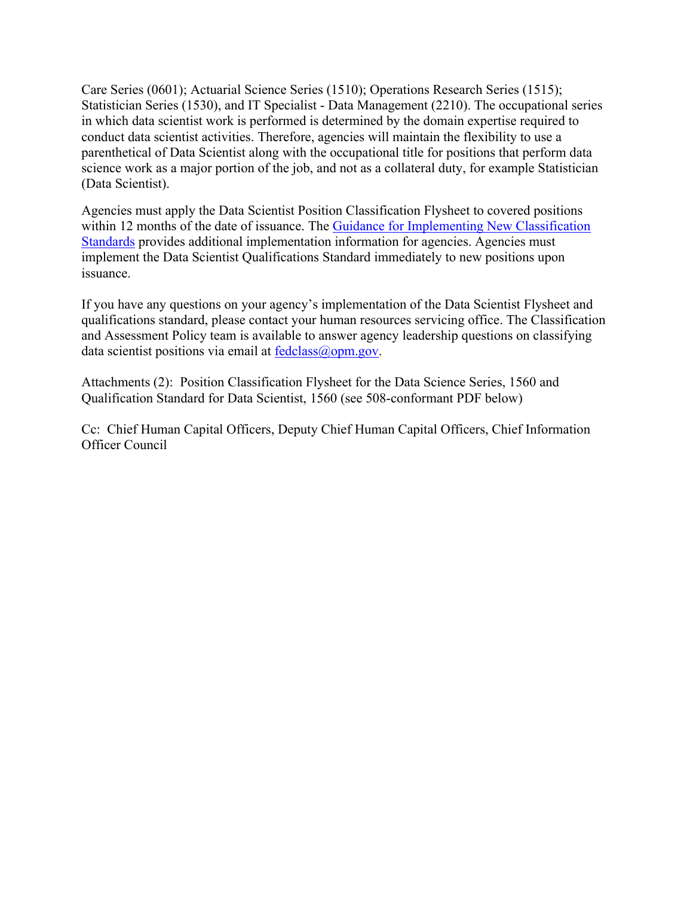Care Series (0601); Actuarial Science Series (1510); Operations Research Series (1515); Statistician Series (1530), and IT Specialist - Data Management (2210). The occupational series in which data scientist work is performed is determined by the domain expertise required to conduct data scientist activities. Therefore, agencies will maintain the flexibility to use a parenthetical of Data Scientist along with the occupational title for positions that perform data science work as a major portion of the job, and not as a collateral duty, for example Statistician (Data Scientist).

Agencies must apply the Data Scientist Position Classification Flysheet to covered positions within 12 months of the date of issuance. The [Guidance for Implementing New Classification Standards](#) provides additional implementation information for agencies. Agencies must implement the Data Scientist Qualifications Standard immediately to new positions upon issuance.

If you have any questions on your agency's implementation of the Data Scientist Flysheet and qualifications standard, please contact your human resources servicing office. The Classification and Assessment Policy team is available to answer agency leadership questions on classifying data scientist positions via email at [fedclass@opm.gov](mailto:fedclass@opm.gov).

Attachments (2): Position Classification Flysheet for the Data Science Series, 1560 and Qualification Standard for Data Scientist, 1560 (see 508-conformant PDF below)

Cc: Chief Human Capital Officers, Deputy Chief Human Capital Officers, Chief Information Officer Council